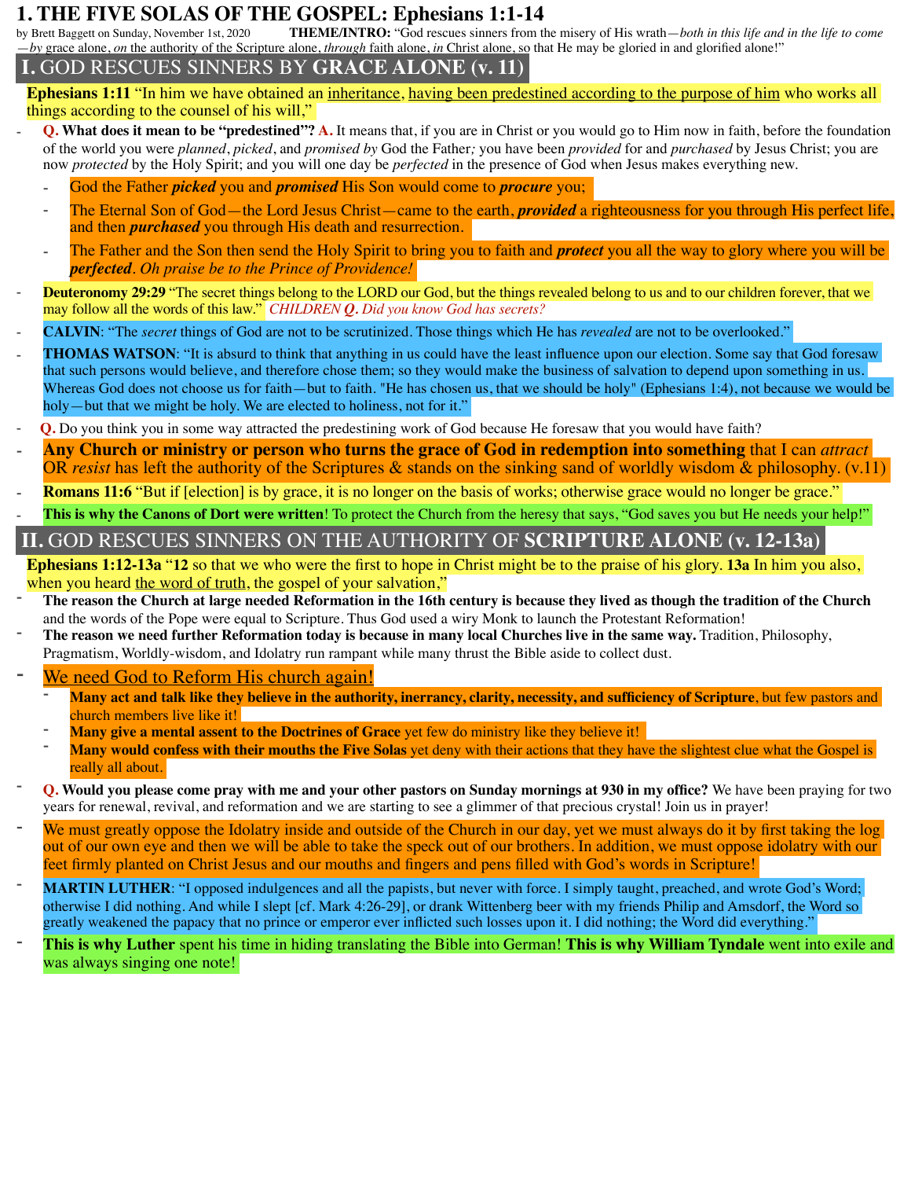# 1. THE FIVE SOLAS OF THE GOSPEL: Ephesians 1:1-14

by Brett Baggett on Sunday, November 1st, 2020 **THEME/INTRO:** "God rescues sinners from the misery of His wrath—*both in this life and in the life to come*—*by* grace alone, *on* the authority of the Scripture alone, *through* faith alone, *in* Christ alone, so that He may be gloried in and glorified alone!"

## I. GOD RESCUES SINNERS BY GRACE ALONE (v. 11)

**Ephesians 1:11** "In him we have obtained an inheritance, having been predestined according to the purpose of him who works all things according to the counsel of his will,"

- **Q. What does it mean to be "predestined"? A.** It means that, if you are in Christ or you would go to Him now in faith, before the foundation of the world you were *planned*, *picked*, and *promised by* God the Father*;* you have been *provided* for and *purchased* by Jesus Christ; you are now *protected* by the Holy Spirit; and you will one day be *perfected* in the presence of God when Jesus makes everything new.
  - God the Father ***picked*** you and ***promised*** His Son would come to ***procure*** you;
  - The Eternal Son of God—the Lord Jesus Christ—came to the earth, ***provided*** a righteousness for you through His perfect life, and then ***purchased*** you through His death and resurrection.
  - The Father and the Son then send the Holy Spirit to bring you to faith and ***protect*** you all the way to glory where you will be ***perfected***. *Oh praise be to the Prince of Providence!*
- **Deuteronomy 29:29** "The secret things belong to the LORD our God, but the things revealed belong to us and to our children forever, that we may follow all the words of this law." *CHILDREN **Q.** Did you know God has secrets?*
- **CALVIN**: "The *secret* things of God are not to be scrutinized. Those things which He has *revealed* are not to be overlooked."
- **THOMAS WATSON**: "It is absurd to think that anything in us could have the least influence upon our election. Some say that God foresaw that such persons would believe, and therefore chose them; so they would make the business of salvation to depend upon something in us. Whereas God does not choose us for faith—but to faith. "He has chosen us, that we should be holy" (Ephesians 1:4), not because we would be holy—but that we might be holy. We are elected to holiness, not for it."
- **Q.** Do you think you in some way attracted the predestining work of God because He foresaw that you would have faith?
- **Any Church or ministry or person who turns the grace of God in redemption into something** that I can *attract* OR *resist* has left the authority of the Scriptures & stands on the sinking sand of worldly wisdom & philosophy. (v.11)
- **Romans 11:6** "But if [election] is by grace, it is no longer on the basis of works; otherwise grace would no longer be grace."
- **This is why the Canons of Dort were written**! To protect the Church from the heresy that says, "God saves you but He needs your help!"

## II. GOD RESCUES SINNERS ON THE AUTHORITY OF SCRIPTURE ALONE (v. 12-13a)

**Ephesians 1:12-13a** "**12** so that we who were the first to hope in Christ might be to the praise of his glory. **13a** In him you also, when you heard the word of truth, the gospel of your salvation,"

- **The reason the Church at large needed Reformation in the 16th century is because they lived as though the tradition of the Church** and the words of the Pope were equal to Scripture. Thus God used a wiry Monk to launch the Protestant Reformation!
- **The reason we need further Reformation today is because in many local Churches live in the same way.** Tradition, Philosophy, Pragmatism, Worldly-wisdom, and Idolatry run rampant while many thrust the Bible aside to collect dust.
- We need God to Reform His church again!
  - **Many act and talk like they believe in the authority, inerrancy, clarity, necessity, and sufficiency of Scripture**, but few pastors and church members live like it!
  - **Many give a mental assent to the Doctrines of Grace** yet few do ministry like they believe it!
  - **Many would confess with their mouths the Five Solas** yet deny with their actions that they have the slightest clue what the Gospel is really all about.
- **Q. Would you please come pray with me and your other pastors on Sunday mornings at 930 in my office?** We have been praying for two years for renewal, revival, and reformation and we are starting to see a glimmer of that precious crystal! Join us in prayer!
- We must greatly oppose the Idolatry inside and outside of the Church in our day, yet we must always do it by first taking the log out of our own eye and then we will be able to take the speck out of our brothers. In addition, we must oppose idolatry with our feet firmly planted on Christ Jesus and our mouths and fingers and pens filled with God's words in Scripture!
- **MARTIN LUTHER**: "I opposed indulgences and all the papists, but never with force. I simply taught, preached, and wrote God's Word; otherwise I did nothing. And while I slept [cf. Mark 4:26-29], or drank Wittenberg beer with my friends Philip and Amsdorf, the Word so greatly weakened the papacy that no prince or emperor ever inflicted such losses upon it. I did nothing; the Word did everything."
- **This is why Luther** spent his time in hiding translating the Bible into German! **This is why William Tyndale** went into exile and was always singing one note!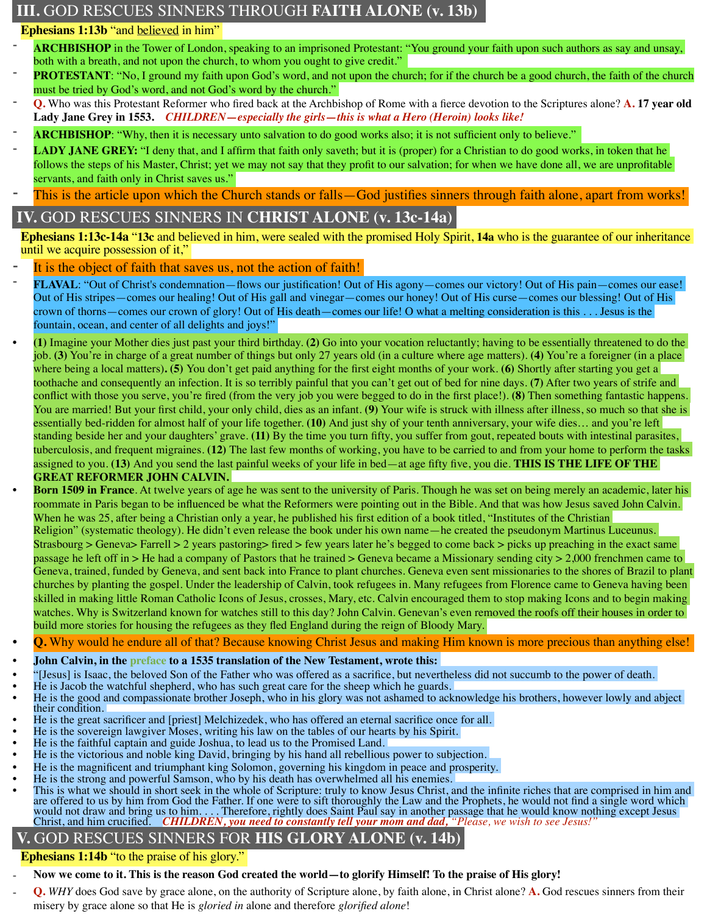## III. GOD RESCUES SINNERS THROUGH **FAITH ALONE** (v. 13b)

**Ephesians 1:13b** "and believed in him"

- **ARCHBISHOP** in the Tower of London, speaking to an imprisoned Protestant: "You ground your faith upon such authors as say and unsay, both with a breath, and not upon the church, to whom you ought to give credit."
- **PROTESTANT**: "No, I ground my faith upon God's word, and not upon the church; for if the church be a good church, the faith of the church must be tried by God's word, and not God's word by the church."
- **Q.** Who was this Protestant Reformer who fired back at the Archbishop of Rome with a fierce devotion to the Scriptures alone? **A. 17 year old Lady Jane Grey in 1553.** ***CHILDREN—especially the girls—this is what a Hero (Heroin) looks like!***
- **ARCHBISHOP**: "Why, then it is necessary unto salvation to do good works also; it is not sufficient only to believe."
- **LADY JANE GREY:** "I deny that, and I affirm that faith only saveth; but it is (proper) for a Christian to do good works, in token that he follows the steps of his Master, Christ; yet we may not say that they profit to our salvation; for when we have done all, we are unprofitable servants, and faith only in Christ saves us."
- This is the article upon which the Church stands or falls—God justifies sinners through faith alone, apart from works!

## IV. GOD RESCUES SINNERS IN **CHRIST ALONE** (v. 13c-14a)

**Ephesians 1:13c-14a** "**13c** and believed in him, were sealed with the promised Holy Spirit, **14a** who is the guarantee of our inheritance until we acquire possession of it,"

- It is the object of faith that saves us, not the action of faith!
- **FLAVAL**: "Out of Christ's condemnation—flows our justification! Out of His agony—comes our victory! Out of His pain—comes our ease! Out of His stripes—comes our healing! Out of His gall and vinegar—comes our honey! Out of His curse—comes our blessing! Out of His crown of thorns—comes our crown of glory! Out of His death—comes our life! O what a melting consideration is this . . . Jesus is the fountain, ocean, and center of all delights and joys!"

- **(1)** Imagine your Mother dies just past your third birthday. **(2)** Go into your vocation reluctantly; having to be essentially threatened to do the job. **(3)** You're in charge of a great number of things but only 27 years old (in a culture where age matters). **(4)** You're a foreigner (in a place where being a local matters)**. (5)** You don't get paid anything for the first eight months of your work. **(6)** Shortly after starting you get a toothache and consequently an infection. It is so terribly painful that you can't get out of bed for nine days. **(7)** After two years of strife and conflict with those you serve, you're fired (from the very job you were begged to do in the first place!). **(8)** Then something fantastic happens. You are married! But your first child, your only child, dies as an infant. **(9)** Your wife is struck with illness after illness, so much so that she is essentially bed-ridden for almost half of your life together. **(10)** And just shy of your tenth anniversary, your wife dies… and you're left standing beside her and your daughters' grave. **(11)** By the time you turn fifty, you suffer from gout, repeated bouts with intestinal parasites, tuberculosis, and frequent migraines. **(12)** The last few months of working, you have to be carried to and from your home to perform the tasks assigned to you. **(13)** And you send the last painful weeks of your life in bed—at age fifty five, you die. **THIS IS THE LIFE OF THE GREAT REFORMER JOHN CALVIN.**
- **Born 1509 in France**. At twelve years of age he was sent to the university of Paris. Though he was set on being merely an academic, later his roommate in Paris began to be influenced be what the Reformers were pointing out in the Bible. And that was how Jesus saved John Calvin. When he was 25, after being a Christian only a year, he published his first edition of a book titled, "Institutes of the Christian Religion" (systematic theology). He didn't even release the book under his own name—he created the pseudonym Martinus Luceunus. Strasbourg > Geneva> Farrell > 2 years pastoring> fired > few years later he's begged to come back > picks up preaching in the exact same passage he left off in > He had a company of Pastors that he trained > Geneva became a Missionary sending city > 2,000 frenchmen came to Geneva, trained, funded by Geneva, and sent back into France to plant churches. Geneva even sent missionaries to the shores of Brazil to plant churches by planting the gospel. Under the leadership of Calvin, took refugees in. Many refugees from Florence came to Geneva having been skilled in making little Roman Catholic Icons of Jesus, crosses, Mary, etc. Calvin encouraged them to stop making Icons and to begin making watches. Why is Switzerland known for watches still to this day? John Calvin. Genevan's even removed the roofs off their houses in order to build more stories for housing the refugees as they fled England during the reign of Bloody Mary.
- **Q.** Why would he endure all of that? Because knowing Christ Jesus and making Him known is more precious than anything else!
- **John Calvin, in the preface to a 1535 translation of the New Testament, wrote this:**
- "[Jesus] is Isaac, the beloved Son of the Father who was offered as a sacrifice, but nevertheless did not succumb to the power of death.
- He is Jacob the watchful shepherd, who has such great care for the sheep which he guards.
- He is the good and compassionate brother Joseph, who in his glory was not ashamed to acknowledge his brothers, however lowly and abject their condition.
- He is the great sacrificer and [priest] Melchizedek, who has offered an eternal sacrifice once for all.
- He is the sovereign lawgiver Moses, writing his law on the tables of our hearts by his Spirit.
- He is the faithful captain and guide Joshua, to lead us to the Promised Land.
- He is the victorious and noble king David, bringing by his hand all rebellious power to subjection.
- He is the magnificent and triumphant king Solomon, governing his kingdom in peace and prosperity.
- He is the strong and powerful Samson, who by his death has overwhelmed all his enemies.
- This is what we should in short seek in the whole of Scripture: truly to know Jesus Christ, and the infinite riches that are comprised in him and are offered to us by him from God the Father. If one were to sift thoroughly the Law and the Prophets, he would not find a single word which would not draw and bring us to him. . . . Therefore, rightly does Saint Paul say in another passage that he would know nothing except Jesus Christ, and him crucified. ***CHILDREN, you need to constantly tell your mom and dad,*** *"Please, we wish to see Jesus!"*

## V. GOD RESCUES SINNERS FOR **HIS GLORY ALONE** (v. 14b)

**Ephesians 1:14b** "to the praise of his glory."

- **Now we come to it. This is the reason God created the world—to glorify Himself! To the praise of His glory!**
- **Q.** *WHY* does God save by grace alone, on the authority of Scripture alone, by faith alone, in Christ alone? **A.** God rescues sinners from their misery by grace alone so that He is *gloried in* alone and therefore *glorified alone*!